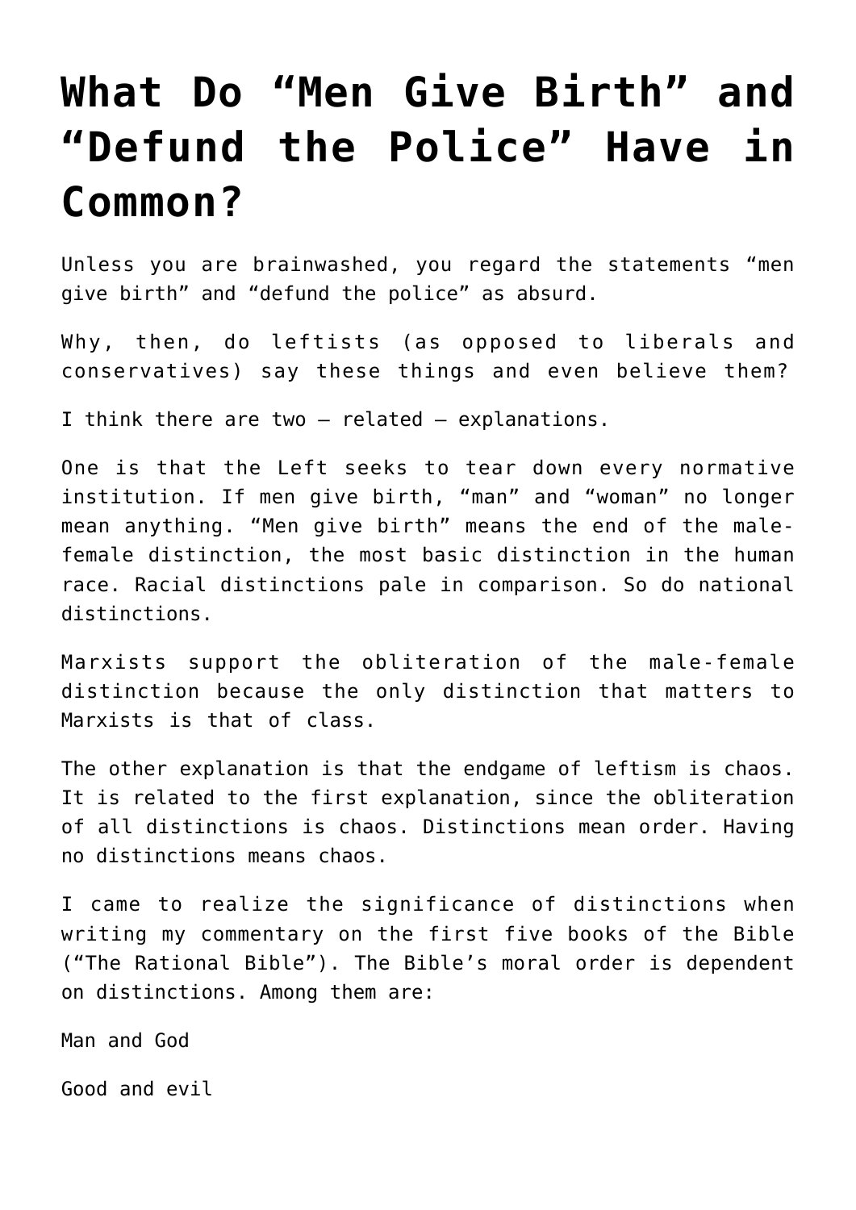# What Do "Men Give Birth" and "Defund the Police" Have in Common?

Unless you are brainwashed, you regard the statements "men give birth" and "defund the police" as absurd.

Why, then, do leftists (as opposed to liberals and conservatives) say these things and even believe them?

I think there are two – related – explanations.

One is that the Left seeks to tear down every normative institution. If men give birth, "man" and "woman" no longer mean anything. "Men give birth" means the end of the male-female distinction, the most basic distinction in the human race. Racial distinctions pale in comparison. So do national distinctions.

Marxists support the obliteration of the male-female distinction because the only distinction that matters to Marxists is that of class.

The other explanation is that the endgame of leftism is chaos. It is related to the first explanation, since the obliteration of all distinctions is chaos. Distinctions mean order. Having no distinctions means chaos.

I came to realize the significance of distinctions when writing my commentary on the first five books of the Bible ("The Rational Bible"). The Bible's moral order is dependent on distinctions. Among them are:

Man and God

Good and evil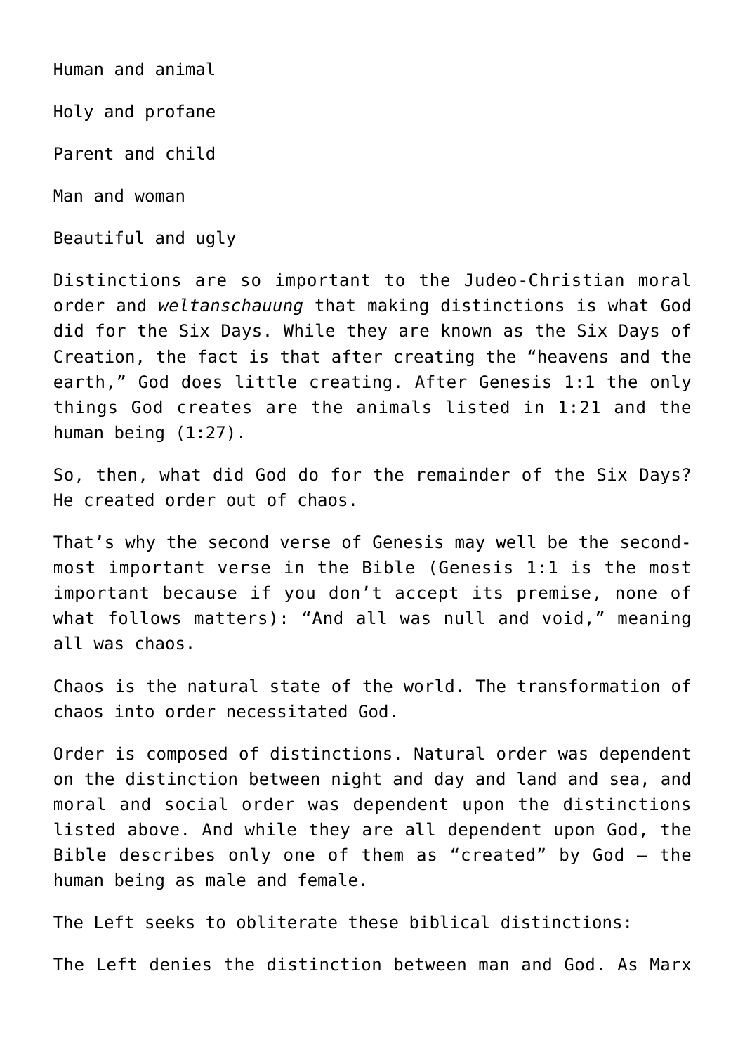Human and animal

Holy and profane

Parent and child

Man and woman

Beautiful and ugly

Distinctions are so important to the Judeo-Christian moral order and *weltanschauung* that making distinctions is what God did for the Six Days. While they are known as the Six Days of Creation, the fact is that after creating the "heavens and the earth," God does little creating. After Genesis 1:1 the only things God creates are the animals listed in 1:21 and the human being (1:27).

So, then, what did God do for the remainder of the Six Days? He created order out of chaos.

That's why the second verse of Genesis may well be the second-most important verse in the Bible (Genesis 1:1 is the most important because if you don't accept its premise, none of what follows matters): "And all was null and void," meaning all was chaos.

Chaos is the natural state of the world. The transformation of chaos into order necessitated God.

Order is composed of distinctions. Natural order was dependent on the distinction between night and day and land and sea, and moral and social order was dependent upon the distinctions listed above. And while they are all dependent upon God, the Bible describes only one of them as "created" by God — the human being as male and female.

The Left seeks to obliterate these biblical distinctions:

The Left denies the distinction between man and God. As Marx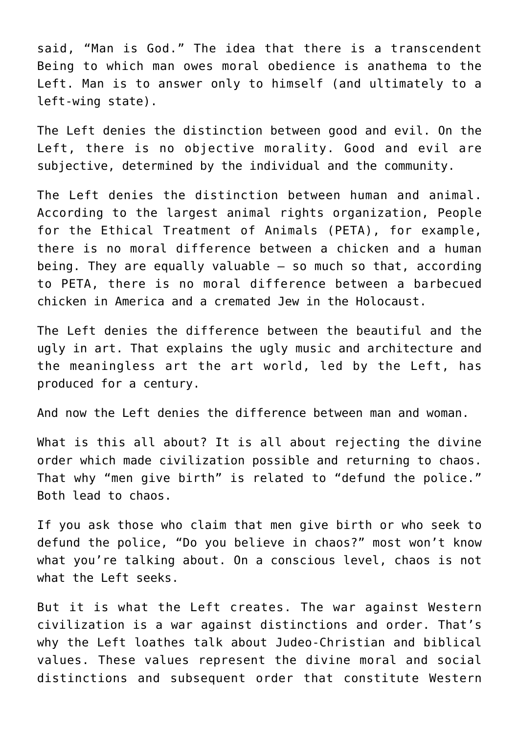said, “Man is God.” The idea that there is a transcendent Being to which man owes moral obedience is anathema to the Left. Man is to answer only to himself (and ultimately to a left-wing state).

The Left denies the distinction between good and evil. On the Left, there is no objective morality. Good and evil are subjective, determined by the individual and the community.

The Left denies the distinction between human and animal. According to the largest animal rights organization, People for the Ethical Treatment of Animals (PETA), for example, there is no moral difference between a chicken and a human being. They are equally valuable — so much so that, according to PETA, there is no moral difference between a barbecued chicken in America and a cremated Jew in the Holocaust.

The Left denies the difference between the beautiful and the ugly in art. That explains the ugly music and architecture and the meaningless art the art world, led by the Left, has produced for a century.

And now the Left denies the difference between man and woman.

What is this all about? It is all about rejecting the divine order which made civilization possible and returning to chaos. That why “men give birth” is related to “defund the police.” Both lead to chaos.

If you ask those who claim that men give birth or who seek to defund the police, “Do you believe in chaos?” most won’t know what you’re talking about. On a conscious level, chaos is not what the Left seeks.

But it is what the Left creates. The war against Western civilization is a war against distinctions and order. That’s why the Left loathes talk about Judeo-Christian and biblical values. These values represent the divine moral and social distinctions and subsequent order that constitute Western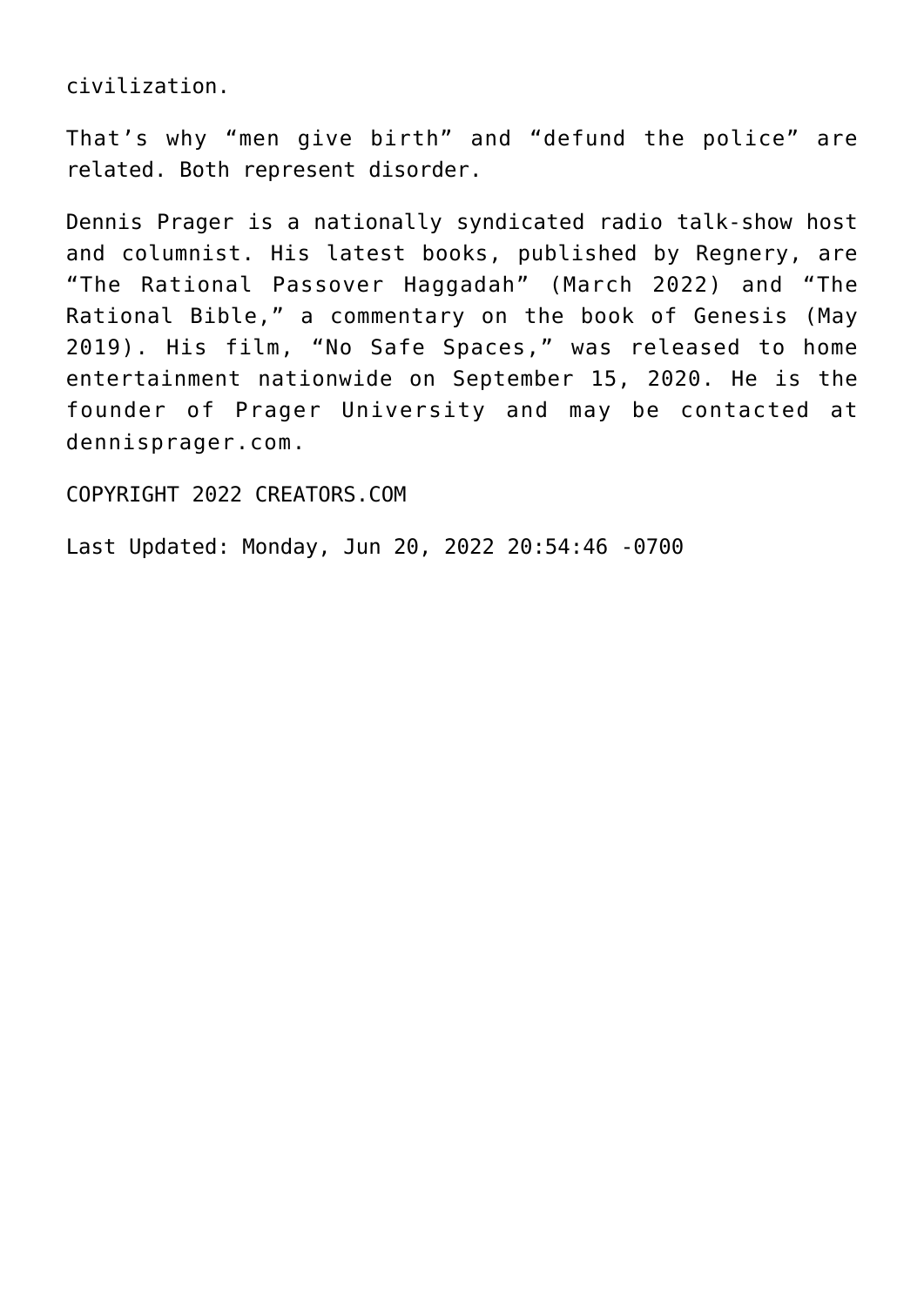civilization.

That’s why “men give birth” and “defund the police” are related. Both represent disorder.

Dennis Prager is a nationally syndicated radio talk-show host and columnist. His latest books, published by Regnery, are “The Rational Passover Haggadah” (March 2022) and “The Rational Bible,” a commentary on the book of Genesis (May 2019). His film, “No Safe Spaces,” was released to home entertainment nationwide on September 15, 2020. He is the founder of Prager University and may be contacted at dennisprager.com.

COPYRIGHT 2022 CREATORS.COM

Last Updated: Monday, Jun 20, 2022 20:54:46 -0700